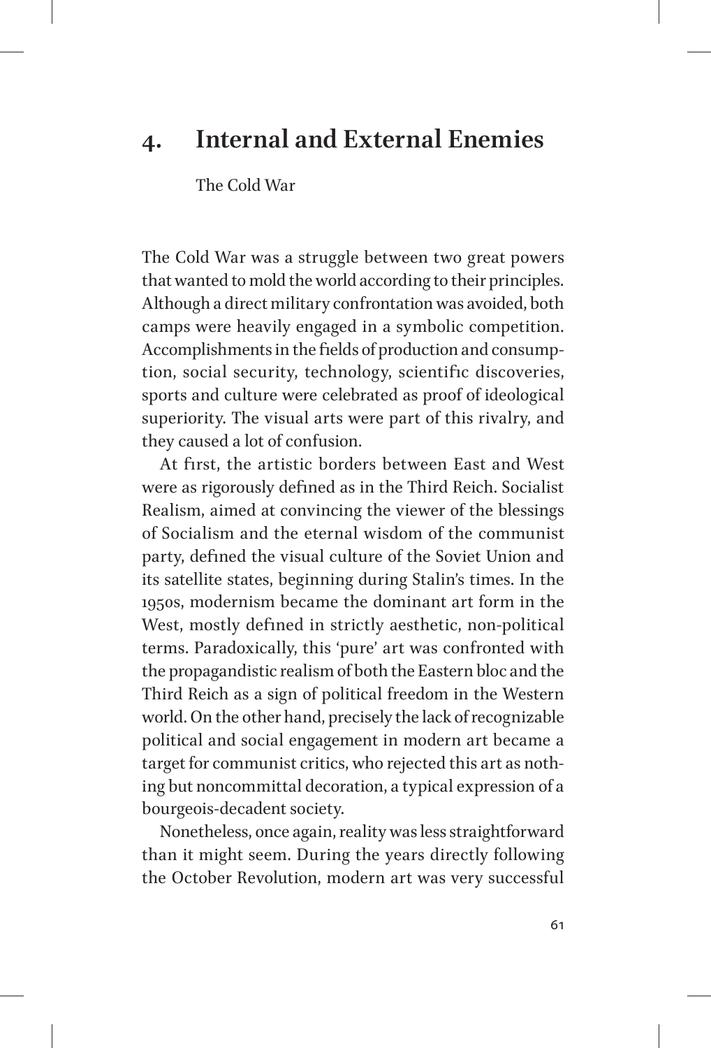# 4. Internal and External Enemies

The Cold War

The Cold War was a struggle between two great powers that wanted to mold the world according to their principles. Although a direct military confrontation was avoided, both camps were heavily engaged in a symbolic competition. Accomplishments in the fields of production and consumption, social security, technology, scientific discoveries, sports and culture were celebrated as proof of ideological superiority. The visual arts were part of this rivalry, and they caused a lot of confusion.

At first, the artistic borders between East and West were as rigorously defined as in the Third Reich. Socialist Realism, aimed at convincing the viewer of the blessings of Socialism and the eternal wisdom of the communist party, defined the visual culture of the Soviet Union and its satellite states, beginning during Stalin's times. In the 1950s, modernism became the dominant art form in the West, mostly defined in strictly aesthetic, non-political terms. Paradoxically, this 'pure' art was confronted with the propagandistic realism of both the Eastern bloc and the Third Reich as a sign of political freedom in the Western world. On the other hand, precisely the lack of recognizable political and social engagement in modern art became a target for communist critics, who rejected this art as nothing but noncommittal decoration, a typical expression of a bourgeois-decadent society.

Nonetheless, once again, reality was less straightforward than it might seem. During the years directly following the October Revolution, modern art was very successful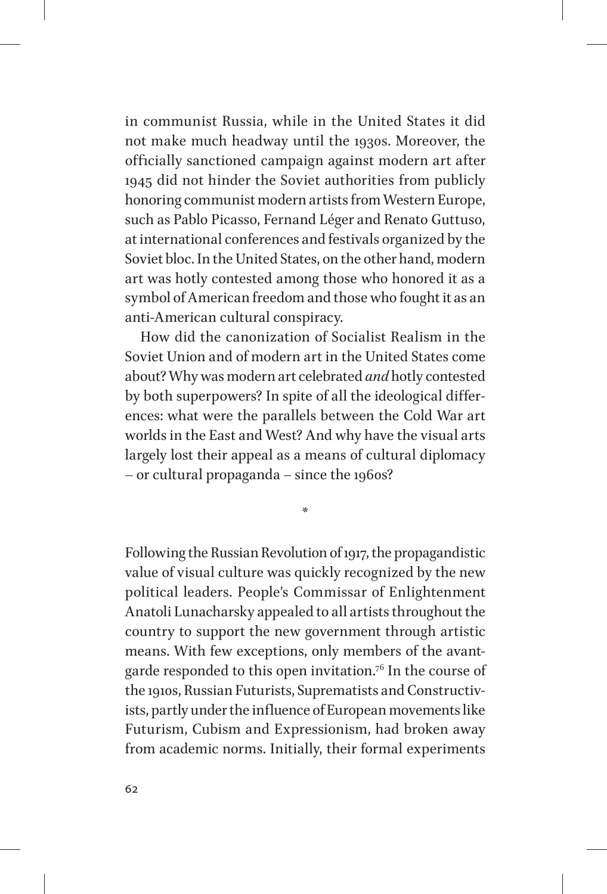in communist Russia, while in the United States it did not make much headway until the 1930s. Moreover, the officially sanctioned campaign against modern art after 1945 did not hinder the Soviet authorities from publicly honoring communist modern artists from Western Europe, such as Pablo Picasso, Fernand Léger and Renato Guttuso, at international conferences and festivals organized by the Soviet bloc. In the United States, on the other hand, modern art was hotly contested among those who honored it as a symbol of American freedom and those who fought it as an anti-American cultural conspiracy.

How did the canonization of Socialist Realism in the Soviet Union and of modern art in the United States come about? Why was modern art celebrated *and* hotly contested by both superpowers? In spite of all the ideological differences: what were the parallels between the Cold War art worlds in the East and West? And why have the visual arts largely lost their appeal as a means of cultural diplomacy – or cultural propaganda – since the 1960s?

*

Following the Russian Revolution of 1917, the propagandistic value of visual culture was quickly recognized by the new political leaders. People's Commissar of Enlightenment Anatoli Lunacharsky appealed to all artists throughout the country to support the new government through artistic means. With few exceptions, only members of the avant-garde responded to this open invitation.[76] In the course of the 1910s, Russian Futurists, Suprematists and Constructivists, partly under the influence of European movements like Futurism, Cubism and Expressionism, had broken away from academic norms. Initially, their formal experiments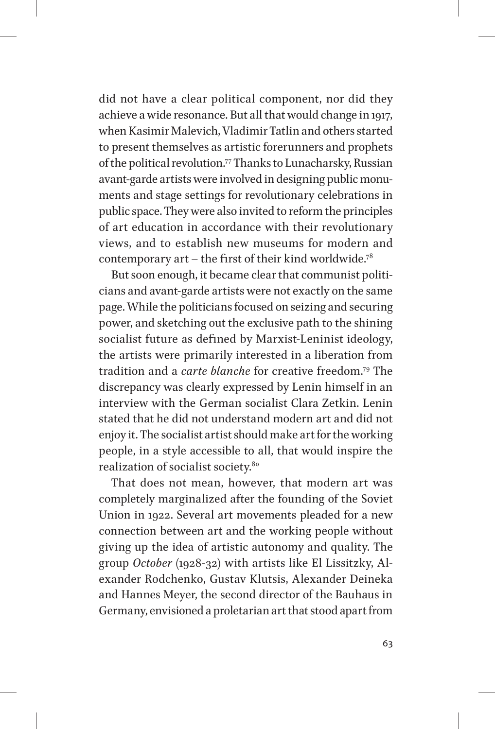did not have a clear political component, nor did they achieve a wide resonance. But all that would change in 1917, when Kasimir Malevich, Vladimir Tatlin and others started to present themselves as artistic forerunners and prophets of the political revolution.[77] Thanks to Lunacharsky, Russian avant-garde artists were involved in designing public monuments and stage settings for revolutionary celebrations in public space. They were also invited to reform the principles of art education in accordance with their revolutionary views, and to establish new museums for modern and contemporary art – the first of their kind worldwide.[78]

But soon enough, it became clear that communist politicians and avant-garde artists were not exactly on the same page. While the politicians focused on seizing and securing power, and sketching out the exclusive path to the shining socialist future as defined by Marxist-Leninist ideology, the artists were primarily interested in a liberation from tradition and a *carte blanche* for creative freedom.[79] The discrepancy was clearly expressed by Lenin himself in an interview with the German socialist Clara Zetkin. Lenin stated that he did not understand modern art and did not enjoy it. The socialist artist should make art for the working people, in a style accessible to all, that would inspire the realization of socialist society.[80]

That does not mean, however, that modern art was completely marginalized after the founding of the Soviet Union in 1922. Several art movements pleaded for a new connection between art and the working people without giving up the idea of artistic autonomy and quality. The group *October* (1928-32) with artists like El Lissitzky, Alexander Rodchenko, Gustav Klutsis, Alexander Deineka and Hannes Meyer, the second director of the Bauhaus in Germany, envisioned a proletarian art that stood apart from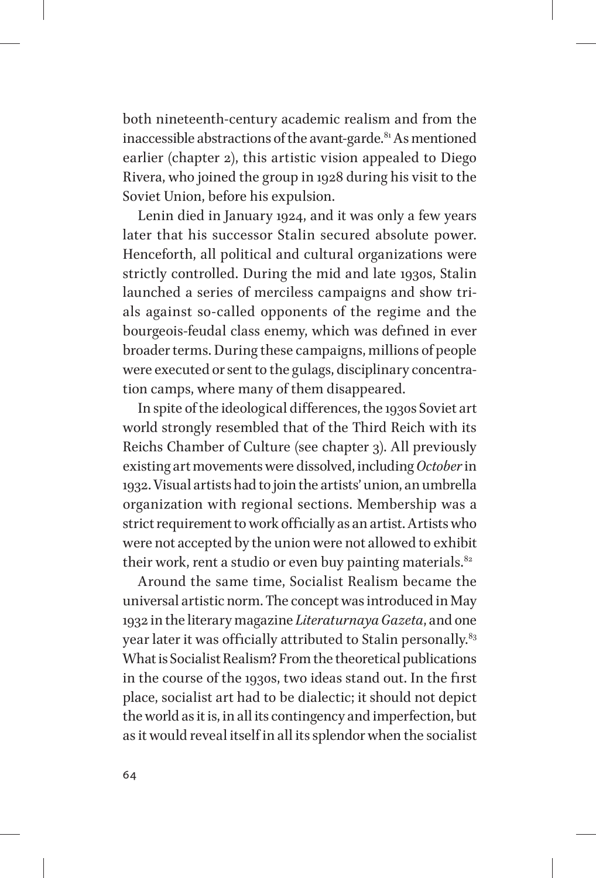both nineteenth-century academic realism and from the inaccessible abstractions of the avant-garde.[81] As mentioned earlier (chapter 2), this artistic vision appealed to Diego Rivera, who joined the group in 1928 during his visit to the Soviet Union, before his expulsion.

Lenin died in January 1924, and it was only a few years later that his successor Stalin secured absolute power. Henceforth, all political and cultural organizations were strictly controlled. During the mid and late 1930s, Stalin launched a series of merciless campaigns and show trials against so-called opponents of the regime and the bourgeois-feudal class enemy, which was defined in ever broader terms. During these campaigns, millions of people were executed or sent to the gulags, disciplinary concentration camps, where many of them disappeared.

In spite of the ideological differences, the 1930s Soviet art world strongly resembled that of the Third Reich with its Reichs Chamber of Culture (see chapter 3). All previously existing art movements were dissolved, including *October* in 1932. Visual artists had to join the artists' union, an umbrella organization with regional sections. Membership was a strict requirement to work officially as an artist. Artists who were not accepted by the union were not allowed to exhibit their work, rent a studio or even buy painting materials.[82]

Around the same time, Socialist Realism became the universal artistic norm. The concept was introduced in May 1932 in the literary magazine *Literaturnaya Gazeta*, and one year later it was officially attributed to Stalin personally.[83] What is Socialist Realism? From the theoretical publications in the course of the 1930s, two ideas stand out. In the first place, socialist art had to be dialectic; it should not depict the world as it is, in all its contingency and imperfection, but as it would reveal itself in all its splendor when the socialist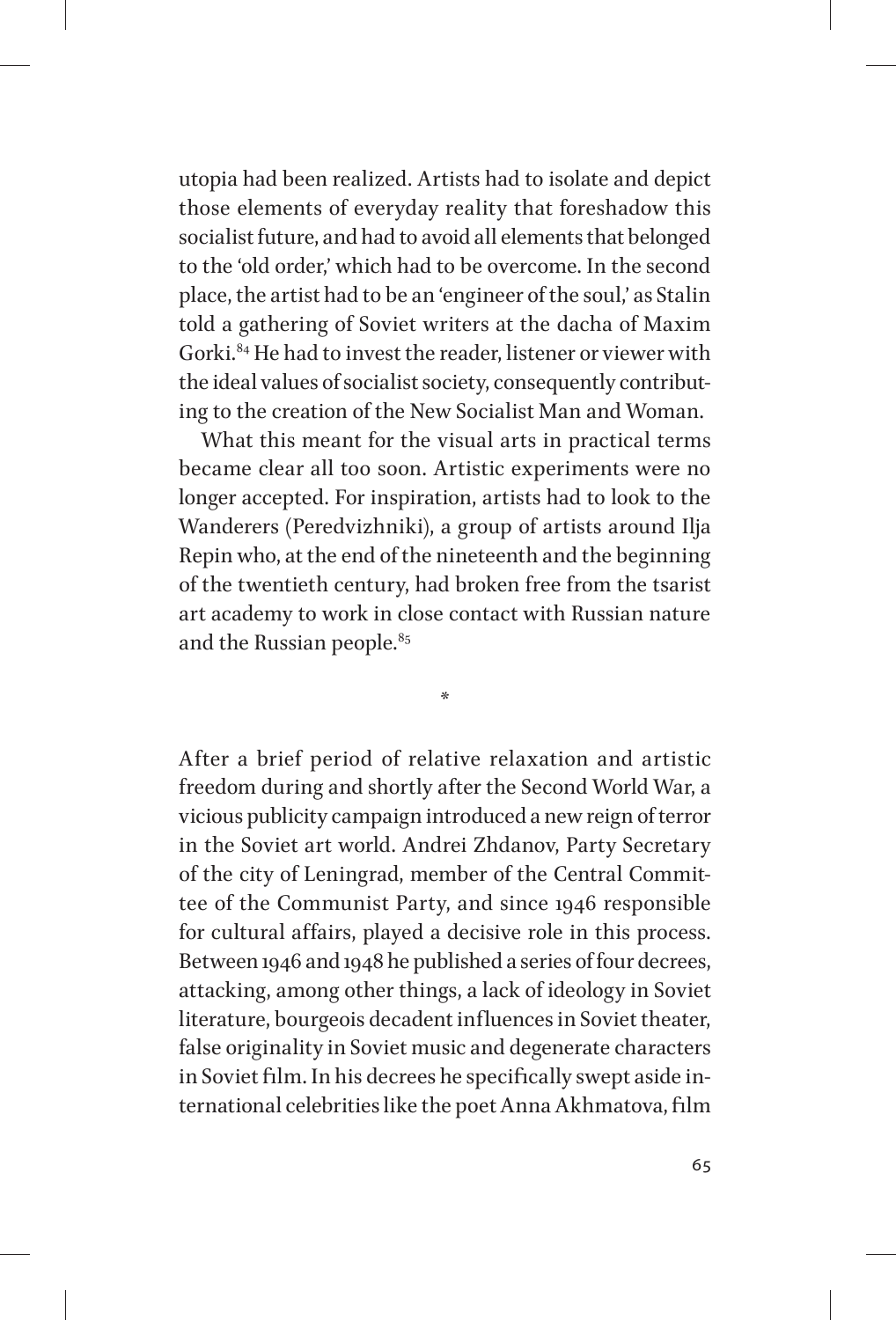utopia had been realized. Artists had to isolate and depict those elements of everyday reality that foreshadow this socialist future, and had to avoid all elements that belonged to the 'old order,' which had to be overcome. In the second place, the artist had to be an 'engineer of the soul,' as Stalin told a gathering of Soviet writers at the dacha of Maxim Gorki.[84] He had to invest the reader, listener or viewer with the ideal values of socialist society, consequently contributing to the creation of the New Socialist Man and Woman.

What this meant for the visual arts in practical terms became clear all too soon. Artistic experiments were no longer accepted. For inspiration, artists had to look to the Wanderers (Peredvizhniki), a group of artists around Ilja Repin who, at the end of the nineteenth and the beginning of the twentieth century, had broken free from the tsarist art academy to work in close contact with Russian nature and the Russian people.[85]

*

After a brief period of relative relaxation and artistic freedom during and shortly after the Second World War, a vicious publicity campaign introduced a new reign of terror in the Soviet art world. Andrei Zhdanov, Party Secretary of the city of Leningrad, member of the Central Committee of the Communist Party, and since 1946 responsible for cultural affairs, played a decisive role in this process. Between 1946 and 1948 he published a series of four decrees, attacking, among other things, a lack of ideology in Soviet literature, bourgeois decadent influences in Soviet theater, false originality in Soviet music and degenerate characters in Soviet film. In his decrees he specifically swept aside international celebrities like the poet Anna Akhmatova, film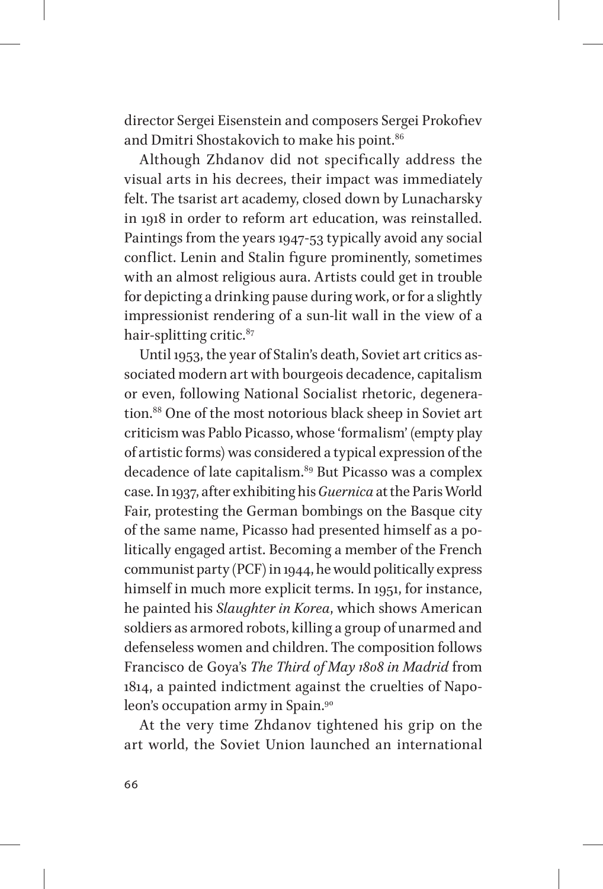director Sergei Eisenstein and composers Sergei Prokofiev and Dmitri Shostakovich to make his point.[86]

Although Zhdanov did not specifically address the visual arts in his decrees, their impact was immediately felt. The tsarist art academy, closed down by Lunacharsky in 1918 in order to reform art education, was reinstalled. Paintings from the years 1947-53 typically avoid any social conflict. Lenin and Stalin figure prominently, sometimes with an almost religious aura. Artists could get in trouble for depicting a drinking pause during work, or for a slightly impressionist rendering of a sun-lit wall in the view of a hair-splitting critic.[87]

Until 1953, the year of Stalin's death, Soviet art critics associated modern art with bourgeois decadence, capitalism or even, following National Socialist rhetoric, degeneration.[88] One of the most notorious black sheep in Soviet art criticism was Pablo Picasso, whose 'formalism' (empty play of artistic forms) was considered a typical expression of the decadence of late capitalism.[89] But Picasso was a complex case. In 1937, after exhibiting his *Guernica* at the Paris World Fair, protesting the German bombings on the Basque city of the same name, Picasso had presented himself as a politically engaged artist. Becoming a member of the French communist party (PCF) in 1944, he would politically express himself in much more explicit terms. In 1951, for instance, he painted his *Slaughter in Korea*, which shows American soldiers as armored robots, killing a group of unarmed and defenseless women and children. The composition follows Francisco de Goya's *The Third of May 1808 in Madrid* from 1814, a painted indictment against the cruelties of Napoleon's occupation army in Spain.[90]

At the very time Zhdanov tightened his grip on the art world, the Soviet Union launched an international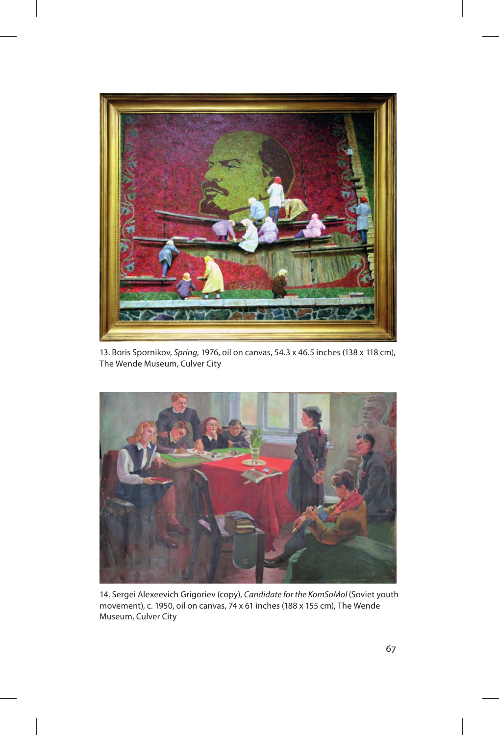13. Boris Spornikov, *Spring*, 1976, oil on canvas, 54.3 x 46.5 inches (138 x 118 cm), The Wende Museum, Culver City

14. Sergei Alexeevich Grigoriev (copy), *Candidate for the KomSoMol* (Soviet youth movement), c. 1950, oil on canvas, 74 x 61 inches (188 x 155 cm), The Wende Museum, Culver City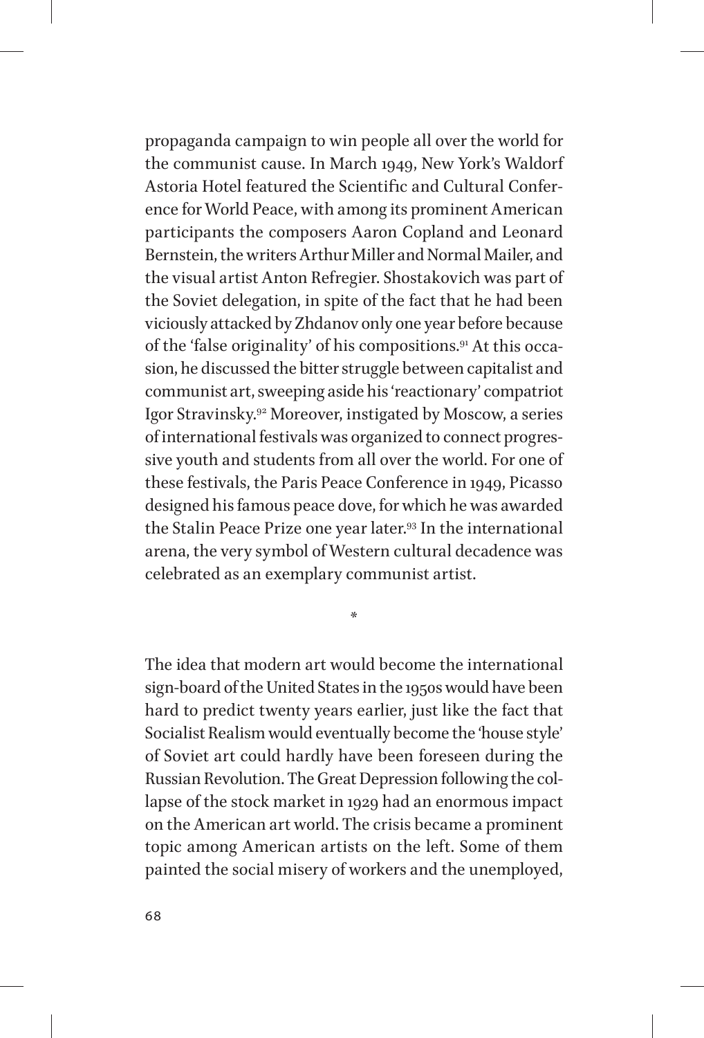propaganda campaign to win people all over the world for the communist cause. In March 1949, New York's Waldorf Astoria Hotel featured the Scientific and Cultural Conference for World Peace, with among its prominent American participants the composers Aaron Copland and Leonard Bernstein, the writers Arthur Miller and Normal Mailer, and the visual artist Anton Refregier. Shostakovich was part of the Soviet delegation, in spite of the fact that he had been viciously attacked by Zhdanov only one year before because of the 'false originality' of his compositions.[91] At this occasion, he discussed the bitter struggle between capitalist and communist art, sweeping aside his 'reactionary' compatriot Igor Stravinsky.[92] Moreover, instigated by Moscow, a series of international festivals was organized to connect progressive youth and students from all over the world. For one of these festivals, the Paris Peace Conference in 1949, Picasso designed his famous peace dove, for which he was awarded the Stalin Peace Prize one year later.[93] In the international arena, the very symbol of Western cultural decadence was celebrated as an exemplary communist artist.

*

The idea that modern art would become the international sign-board of the United States in the 1950s would have been hard to predict twenty years earlier, just like the fact that Socialist Realism would eventually become the 'house style' of Soviet art could hardly have been foreseen during the Russian Revolution. The Great Depression following the collapse of the stock market in 1929 had an enormous impact on the American art world. The crisis became a prominent topic among American artists on the left. Some of them painted the social misery of workers and the unemployed,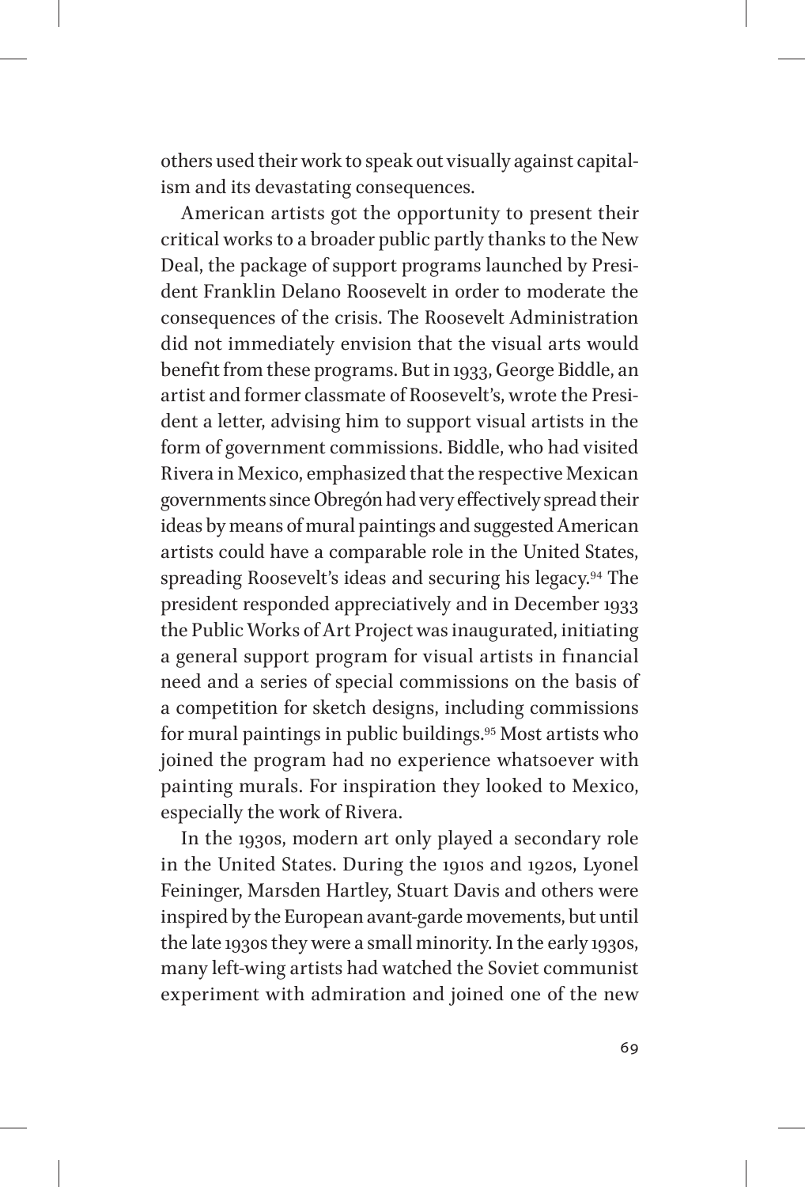others used their work to speak out visually against capitalism and its devastating consequences.

American artists got the opportunity to present their critical works to a broader public partly thanks to the New Deal, the package of support programs launched by President Franklin Delano Roosevelt in order to moderate the consequences of the crisis. The Roosevelt Administration did not immediately envision that the visual arts would benefit from these programs. But in 1933, George Biddle, an artist and former classmate of Roosevelt's, wrote the President a letter, advising him to support visual artists in the form of government commissions. Biddle, who had visited Rivera in Mexico, emphasized that the respective Mexican governments since Obregón had very effectively spread their ideas by means of mural paintings and suggested American artists could have a comparable role in the United States, spreading Roosevelt's ideas and securing his legacy.[94] The president responded appreciatively and in December 1933 the Public Works of Art Project was inaugurated, initiating a general support program for visual artists in financial need and a series of special commissions on the basis of a competition for sketch designs, including commissions for mural paintings in public buildings.[95] Most artists who joined the program had no experience whatsoever with painting murals. For inspiration they looked to Mexico, especially the work of Rivera.

In the 1930s, modern art only played a secondary role in the United States. During the 1910s and 1920s, Lyonel Feininger, Marsden Hartley, Stuart Davis and others were inspired by the European avant-garde movements, but until the late 1930s they were a small minority. In the early 1930s, many left-wing artists had watched the Soviet communist experiment with admiration and joined one of the new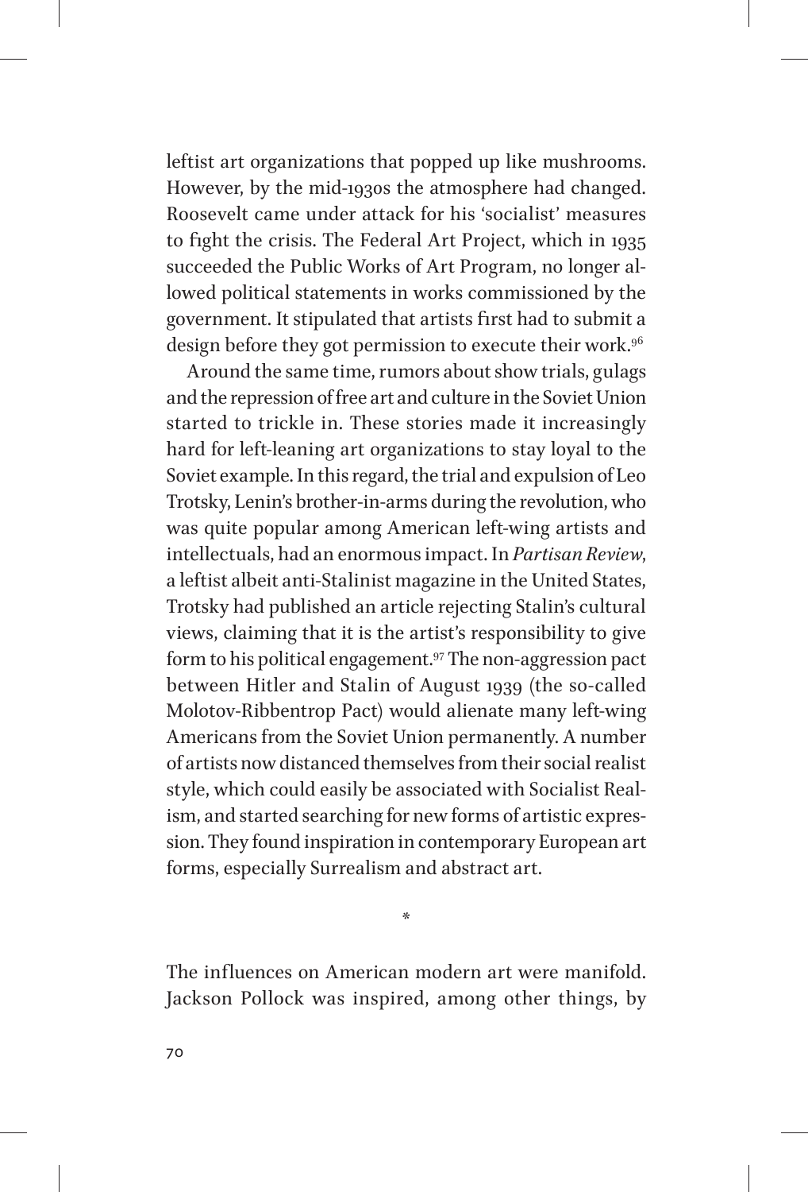leftist art organizations that popped up like mushrooms. However, by the mid-1930s the atmosphere had changed. Roosevelt came under attack for his 'socialist' measures to fight the crisis. The Federal Art Project, which in 1935 succeeded the Public Works of Art Program, no longer allowed political statements in works commissioned by the government. It stipulated that artists first had to submit a design before they got permission to execute their work.[96]

Around the same time, rumors about show trials, gulags and the repression of free art and culture in the Soviet Union started to trickle in. These stories made it increasingly hard for left-leaning art organizations to stay loyal to the Soviet example. In this regard, the trial and expulsion of Leo Trotsky, Lenin's brother-in-arms during the revolution, who was quite popular among American left-wing artists and intellectuals, had an enormous impact. In *Partisan Review*, a leftist albeit anti-Stalinist magazine in the United States, Trotsky had published an article rejecting Stalin's cultural views, claiming that it is the artist's responsibility to give form to his political engagement.[97] The non-aggression pact between Hitler and Stalin of August 1939 (the so-called Molotov-Ribbentrop Pact) would alienate many left-wing Americans from the Soviet Union permanently. A number of artists now distanced themselves from their social realist style, which could easily be associated with Socialist Realism, and started searching for new forms of artistic expression. They found inspiration in contemporary European art forms, especially Surrealism and abstract art.

*

The influences on American modern art were manifold. Jackson Pollock was inspired, among other things, by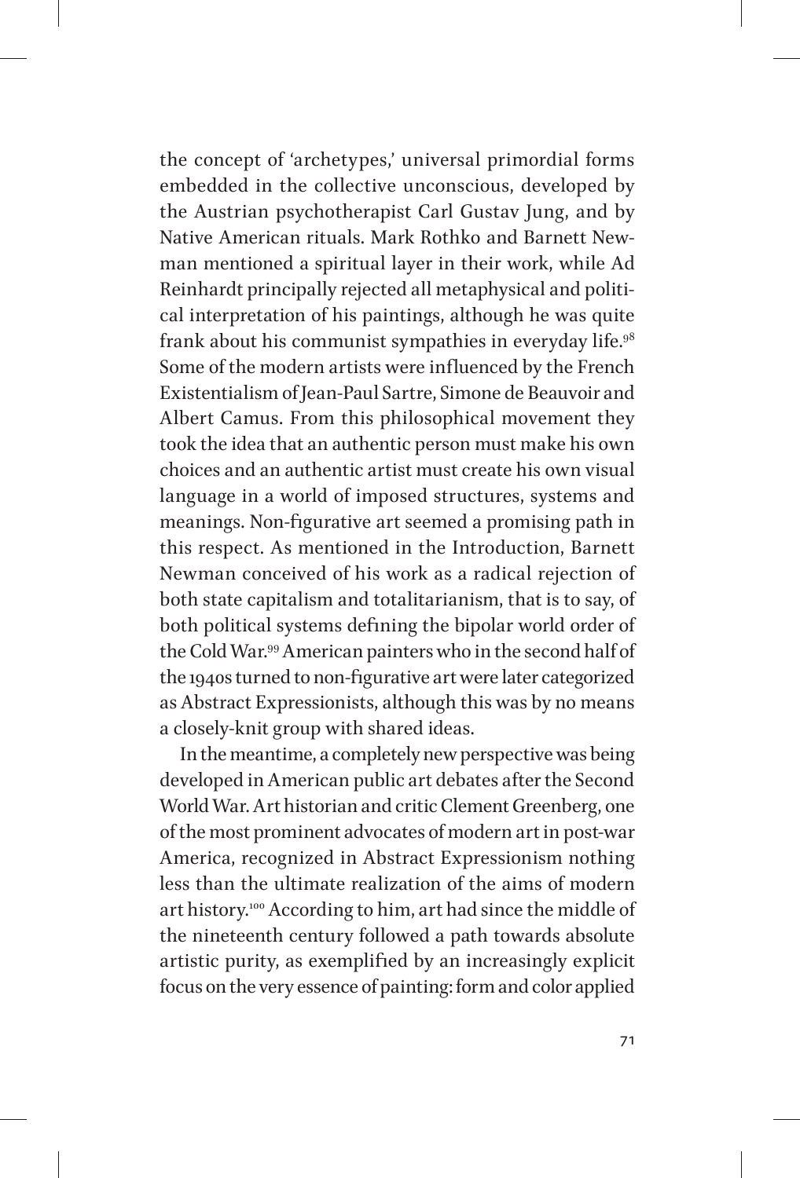the concept of 'archetypes,' universal primordial forms embedded in the collective unconscious, developed by the Austrian psychotherapist Carl Gustav Jung, and by Native American rituals. Mark Rothko and Barnett Newman mentioned a spiritual layer in their work, while Ad Reinhardt principally rejected all metaphysical and political interpretation of his paintings, although he was quite frank about his communist sympathies in everyday life.[98] Some of the modern artists were influenced by the French Existentialism of Jean-Paul Sartre, Simone de Beauvoir and Albert Camus. From this philosophical movement they took the idea that an authentic person must make his own choices and an authentic artist must create his own visual language in a world of imposed structures, systems and meanings. Non-figurative art seemed a promising path in this respect. As mentioned in the Introduction, Barnett Newman conceived of his work as a radical rejection of both state capitalism and totalitarianism, that is to say, of both political systems defining the bipolar world order of the Cold War.[99] American painters who in the second half of the 1940s turned to non-figurative art were later categorized as Abstract Expressionists, although this was by no means a closely-knit group with shared ideas.

In the meantime, a completely new perspective was being developed in American public art debates after the Second World War. Art historian and critic Clement Greenberg, one of the most prominent advocates of modern art in post-war America, recognized in Abstract Expressionism nothing less than the ultimate realization of the aims of modern art history.[100] According to him, art had since the middle of the nineteenth century followed a path towards absolute artistic purity, as exemplified by an increasingly explicit focus on the very essence of painting: form and color applied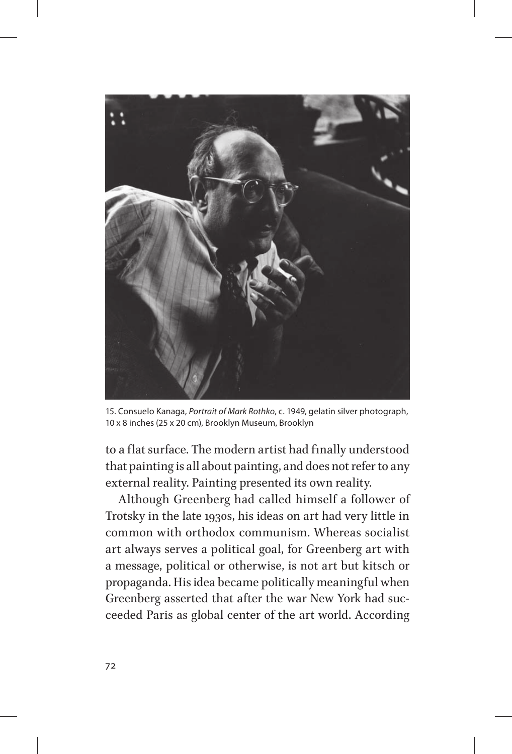15. Consuelo Kanaga, *Portrait of Mark Rothko*, c. 1949, gelatin silver photograph, 10 x 8 inches (25 x 20 cm), Brooklyn Museum, Brooklyn

to a flat surface. The modern artist had finally understood that painting is all about painting, and does not refer to any external reality. Painting presented its own reality.

Although Greenberg had called himself a follower of Trotsky in the late 1930s, his ideas on art had very little in common with orthodox communism. Whereas socialist art always serves a political goal, for Greenberg art with a message, political or otherwise, is not art but kitsch or propaganda. His idea became politically meaningful when Greenberg asserted that after the war New York had succeeded Paris as global center of the art world. According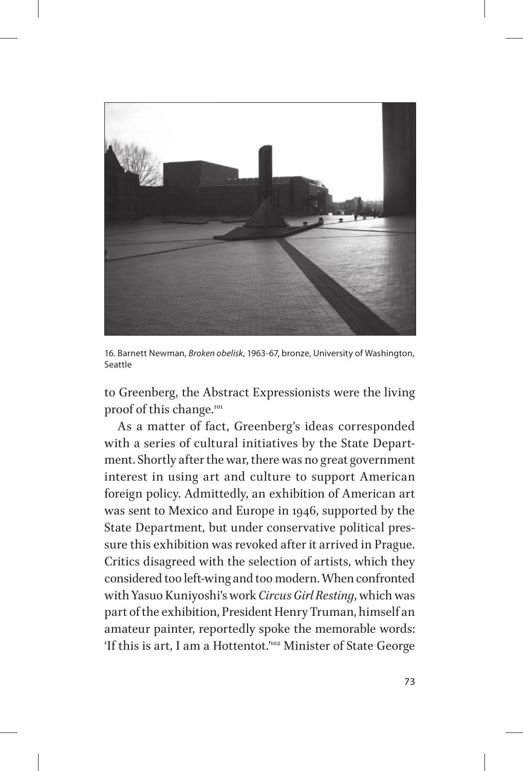16. Barnett Newman, *Broken obelisk*, 1963-67, bronze, University of Washington, Seattle

to Greenberg, the Abstract Expressionists were the living proof of this change.[101]

As a matter of fact, Greenberg's ideas corresponded with a series of cultural initiatives by the State Department. Shortly after the war, there was no great government interest in using art and culture to support American foreign policy. Admittedly, an exhibition of American art was sent to Mexico and Europe in 1946, supported by the State Department, but under conservative political pressure this exhibition was revoked after it arrived in Prague. Critics disagreed with the selection of artists, which they considered too left-wing and too modern. When confronted with Yasuo Kuniyoshi's work *Circus Girl Resting*, which was part of the exhibition, President Henry Truman, himself an amateur painter, reportedly spoke the memorable words: 'If this is art, I am a Hottentot.'[102] Minister of State George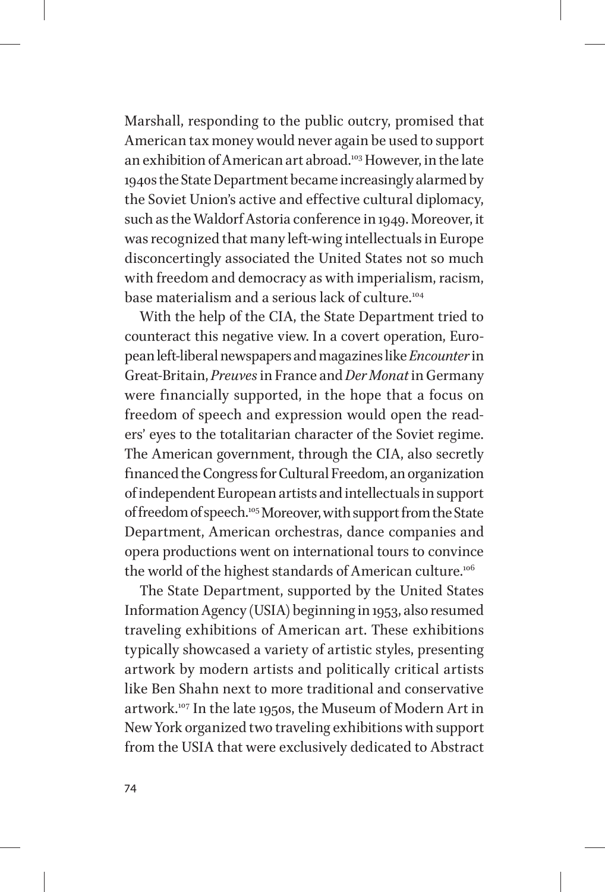Marshall, responding to the public outcry, promised that American tax money would never again be used to support an exhibition of American art abroad.[103] However, in the late 1940s the State Department became increasingly alarmed by the Soviet Union's active and effective cultural diplomacy, such as the Waldorf Astoria conference in 1949. Moreover, it was recognized that many left-wing intellectuals in Europe disconcertingly associated the United States not so much with freedom and democracy as with imperialism, racism, base materialism and a serious lack of culture.[104]

With the help of the CIA, the State Department tried to counteract this negative view. In a covert operation, European left-liberal newspapers and magazines like *Encounter* in Great-Britain, *Preuves* in France and *Der Monat* in Germany were financially supported, in the hope that a focus on freedom of speech and expression would open the readers' eyes to the totalitarian character of the Soviet regime. The American government, through the CIA, also secretly financed the Congress for Cultural Freedom, an organization of independent European artists and intellectuals in support of freedom of speech.[105] Moreover, with support from the State Department, American orchestras, dance companies and opera productions went on international tours to convince the world of the highest standards of American culture.[106]

The State Department, supported by the United States Information Agency (USIA) beginning in 1953, also resumed traveling exhibitions of American art. These exhibitions typically showcased a variety of artistic styles, presenting artwork by modern artists and politically critical artists like Ben Shahn next to more traditional and conservative artwork.[107] In the late 1950s, the Museum of Modern Art in New York organized two traveling exhibitions with support from the USIA that were exclusively dedicated to Abstract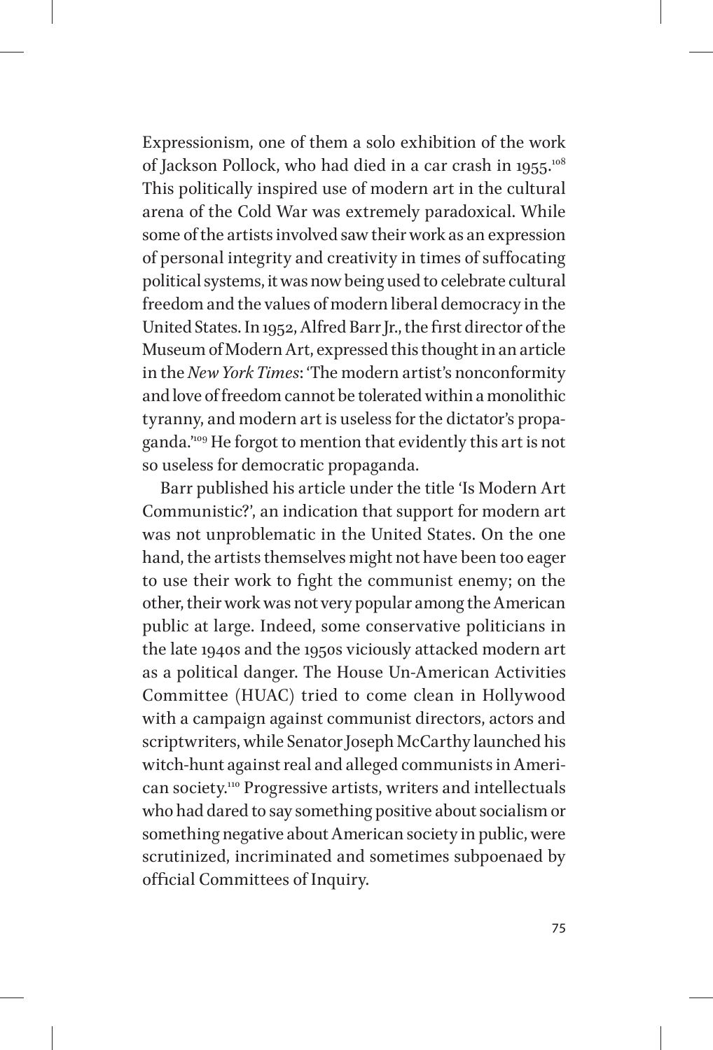Expressionism, one of them a solo exhibition of the work of Jackson Pollock, who had died in a car crash in 1955.[108] This politically inspired use of modern art in the cultural arena of the Cold War was extremely paradoxical. While some of the artists involved saw their work as an expression of personal integrity and creativity in times of suffocating political systems, it was now being used to celebrate cultural freedom and the values of modern liberal democracy in the United States. In 1952, Alfred Barr Jr., the first director of the Museum of Modern Art, expressed this thought in an article in the *New York Times*: 'The modern artist's nonconformity and love of freedom cannot be tolerated within a monolithic tyranny, and modern art is useless for the dictator's propaganda.'[109] He forgot to mention that evidently this art is not so useless for democratic propaganda.

Barr published his article under the title 'Is Modern Art Communistic?', an indication that support for modern art was not unproblematic in the United States. On the one hand, the artists themselves might not have been too eager to use their work to fight the communist enemy; on the other, their work was not very popular among the American public at large. Indeed, some conservative politicians in the late 1940s and the 1950s viciously attacked modern art as a political danger. The House Un-American Activities Committee (HUAC) tried to come clean in Hollywood with a campaign against communist directors, actors and scriptwriters, while Senator Joseph McCarthy launched his witch-hunt against real and alleged communists in American society.[110] Progressive artists, writers and intellectuals who had dared to say something positive about socialism or something negative about American society in public, were scrutinized, incriminated and sometimes subpoenaed by official Committees of Inquiry.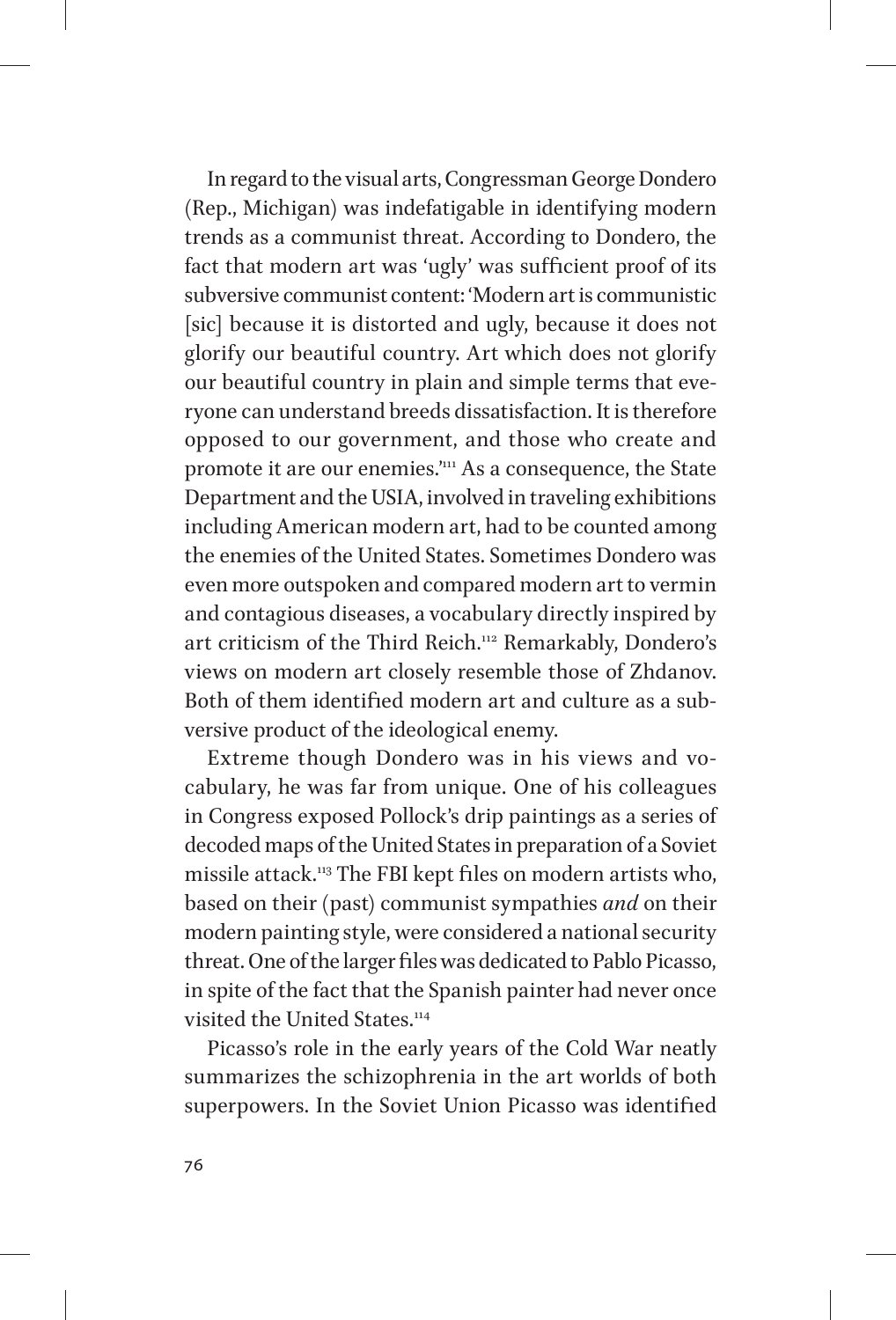In regard to the visual arts, Congressman George Dondero (Rep., Michigan) was indefatigable in identifying modern trends as a communist threat. According to Dondero, the fact that modern art was 'ugly' was sufficient proof of its subversive communist content: 'Modern art is communistic [sic] because it is distorted and ugly, because it does not glorify our beautiful country. Art which does not glorify our beautiful country in plain and simple terms that everyone can understand breeds dissatisfaction. It is therefore opposed to our government, and those who create and promote it are our enemies.'[111] As a consequence, the State Department and the USIA, involved in traveling exhibitions including American modern art, had to be counted among the enemies of the United States. Sometimes Dondero was even more outspoken and compared modern art to vermin and contagious diseases, a vocabulary directly inspired by art criticism of the Third Reich.[112] Remarkably, Dondero's views on modern art closely resemble those of Zhdanov. Both of them identified modern art and culture as a subversive product of the ideological enemy.

Extreme though Dondero was in his views and vocabulary, he was far from unique. One of his colleagues in Congress exposed Pollock's drip paintings as a series of decoded maps of the United States in preparation of a Soviet missile attack.[113] The FBI kept files on modern artists who, based on their (past) communist sympathies *and* on their modern painting style, were considered a national security threat. One of the larger files was dedicated to Pablo Picasso, in spite of the fact that the Spanish painter had never once visited the United States.[114]

Picasso's role in the early years of the Cold War neatly summarizes the schizophrenia in the art worlds of both superpowers. In the Soviet Union Picasso was identified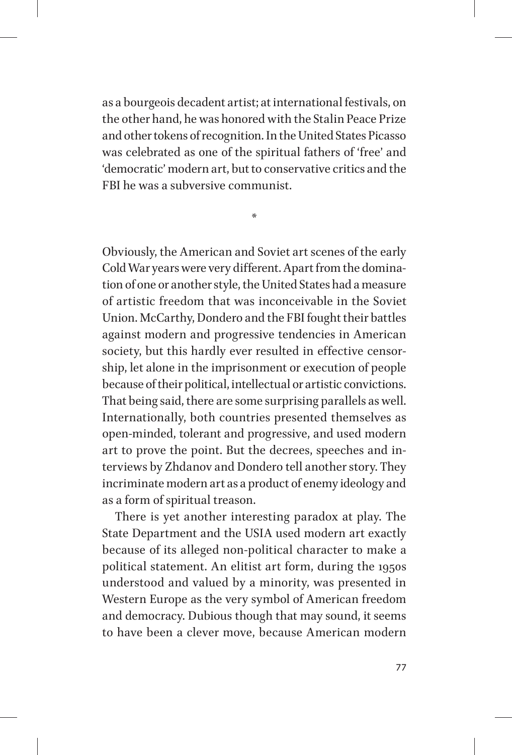as a bourgeois decadent artist; at international festivals, on the other hand, he was honored with the Stalin Peace Prize and other tokens of recognition. In the United States Picasso was celebrated as one of the spiritual fathers of 'free' and 'democratic' modern art, but to conservative critics and the FBI he was a subversive communist.

*

Obviously, the American and Soviet art scenes of the early Cold War years were very different. Apart from the domination of one or another style, the United States had a measure of artistic freedom that was inconceivable in the Soviet Union. McCarthy, Dondero and the FBI fought their battles against modern and progressive tendencies in American society, but this hardly ever resulted in effective censorship, let alone in the imprisonment or execution of people because of their political, intellectual or artistic convictions. That being said, there are some surprising parallels as well. Internationally, both countries presented themselves as open-minded, tolerant and progressive, and used modern art to prove the point. But the decrees, speeches and interviews by Zhdanov and Dondero tell another story. They incriminate modern art as a product of enemy ideology and as a form of spiritual treason.

There is yet another interesting paradox at play. The State Department and the USIA used modern art exactly because of its alleged non-political character to make a political statement. An elitist art form, during the 1950s understood and valued by a minority, was presented in Western Europe as the very symbol of American freedom and democracy. Dubious though that may sound, it seems to have been a clever move, because American modern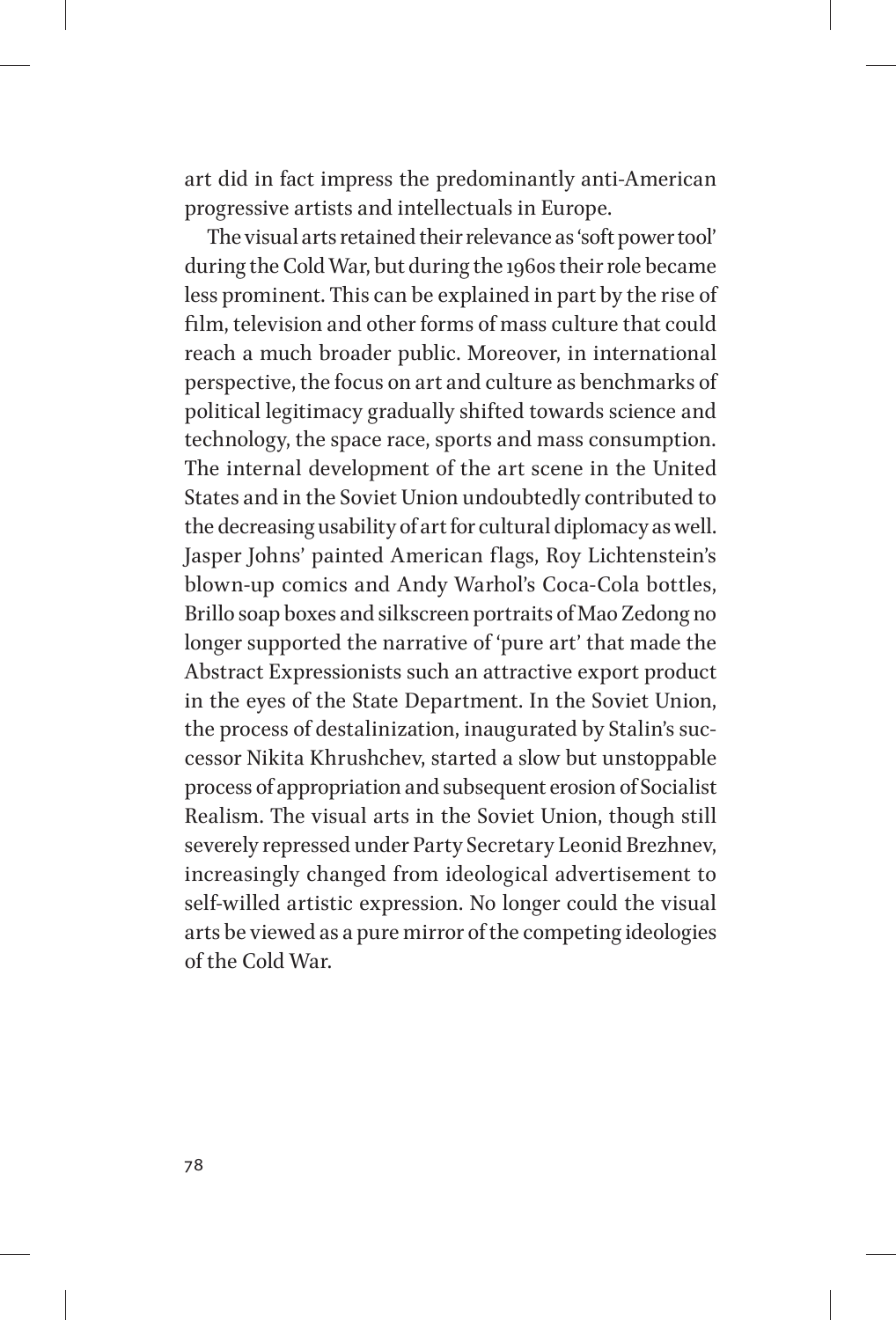art did in fact impress the predominantly anti-American progressive artists and intellectuals in Europe.

The visual arts retained their relevance as 'soft power tool' during the Cold War, but during the 1960s their role became less prominent. This can be explained in part by the rise of film, television and other forms of mass culture that could reach a much broader public. Moreover, in international perspective, the focus on art and culture as benchmarks of political legitimacy gradually shifted towards science and technology, the space race, sports and mass consumption. The internal development of the art scene in the United States and in the Soviet Union undoubtedly contributed to the decreasing usability of art for cultural diplomacy as well. Jasper Johns' painted American flags, Roy Lichtenstein's blown-up comics and Andy Warhol's Coca-Cola bottles, Brillo soap boxes and silkscreen portraits of Mao Zedong no longer supported the narrative of 'pure art' that made the Abstract Expressionists such an attractive export product in the eyes of the State Department. In the Soviet Union, the process of destalinization, inaugurated by Stalin's successor Nikita Khrushchev, started a slow but unstoppable process of appropriation and subsequent erosion of Socialist Realism. The visual arts in the Soviet Union, though still severely repressed under Party Secretary Leonid Brezhnev, increasingly changed from ideological advertisement to self-willed artistic expression. No longer could the visual arts be viewed as a pure mirror of the competing ideologies of the Cold War.